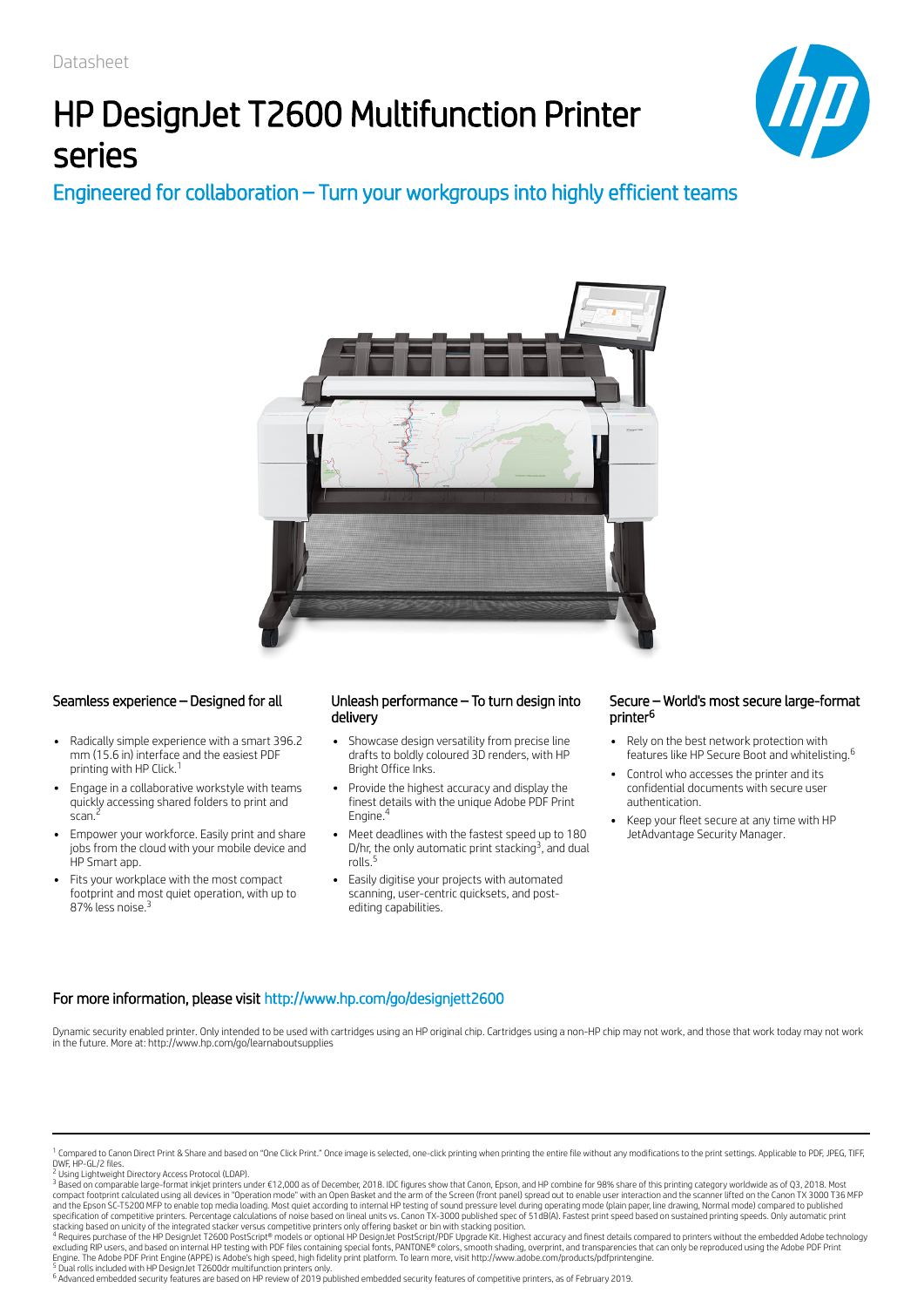Datasheet

# HP DesignJet T2600 Multifunction Printer series

## Engineered for collaboration – Turn your workgroups into highly efficient teams

### Seamless experience – Designed for all

- Radically simple experience with a smart 396.2 mm (15.6 in) interface and the easiest PDF printing with HP Click.[1]
- Engage in a collaborative workstyle with teams quickly accessing shared folders to print and scan.[2]
- Empower your workforce. Easily print and share jobs from the cloud with your mobile device and HP Smart app.
- Fits your workplace with the most compact footprint and most quiet operation, with up to 87% less noise.[3]

### Unleash performance – To turn design into delivery

- Showcase design versatility from precise line drafts to boldly coloured 3D renders, with HP Bright Office Inks.
- Provide the highest accuracy and display the finest details with the unique Adobe PDF Print Engine.[4]
- Meet deadlines with the fastest speed up to 180 D/hr, the only automatic print stacking[3], and dual rolls.[5]
- Easily digitise your projects with automated scanning, user-centric quicksets, and post-editing capabilities.

### Secure – World's most secure large-format printer[6]

- Rely on the best network protection with features like HP Secure Boot and whitelisting.[6]
- Control who accesses the printer and its confidential documents with secure user authentication.
- Keep your fleet secure at any time with HP JetAdvantage Security Manager.

### For more information, please visit http://www.hp.com/go/designjett2600

Dynamic security enabled printer. Only intended to be used with cartridges using an HP original chip. Cartridges using a non-HP chip may not work, and those that work today may not work in the future. More at: http://www.hp.com/go/learnaboutsupplies

---

[1] Compared to Canon Direct Print & Share and based on "One Click Print." Once image is selected, one-click printing when printing the entire file without any modifications to the print settings. Applicable to PDF, JPEG, TIFF, DWF, HP-GL/2 files.

[2] Using Lightweight Directory Access Protocol (LDAP).

[3] Based on comparable large-format inkjet printers under €12,000 as of December, 2018. IDC figures show that Canon, Epson, and HP combine for 98% share of this printing category worldwide as of Q3, 2018. Most compact footprint calculated using all devices in "Operation mode" with an Open Basket and the arm of the Screen (front panel) spread out to enable user interaction and the scanner lifted on the Canon TX 3000 T36 MFP and the Epson SC-T5200 MFP to enable top media loading. Most quiet according to internal HP testing of sound pressure level during operating mode (plain paper, line drawing, Normal mode) compared to published specification of competitive printers. Percentage calculations of noise based on lineal units vs. Canon TX-3000 published spec of 51dB(A). Fastest print speed based on sustained printing speeds. Only automatic print stacking based on unicity of the integrated stacker versus competitive printers only offering basket or bin with stacking position.

[4] Requires purchase of the HP DesignJet T2600 PostScript® models or optional HP DesignJet PostScript/PDF Upgrade Kit. Highest accuracy and finest details compared to printers without the embedded Adobe technology excluding RIP users, and based on internal HP testing with PDF files containing special fonts, PANTONE® colors, smooth shading, overprint, and transparencies that can only be reproduced using the Adobe PDF Print Engine. The Adobe PDF Print Engine (APPE) is Adobe's high speed, high fidelity print platform. To learn more, visit http://www.adobe.com/products/pdfprintengine.

[5] Dual rolls included with HP DesignJet T2600dr multifunction printers only.

[6] Advanced embedded security features are based on HP review of 2019 published embedded security features of competitive printers, as of February 2019.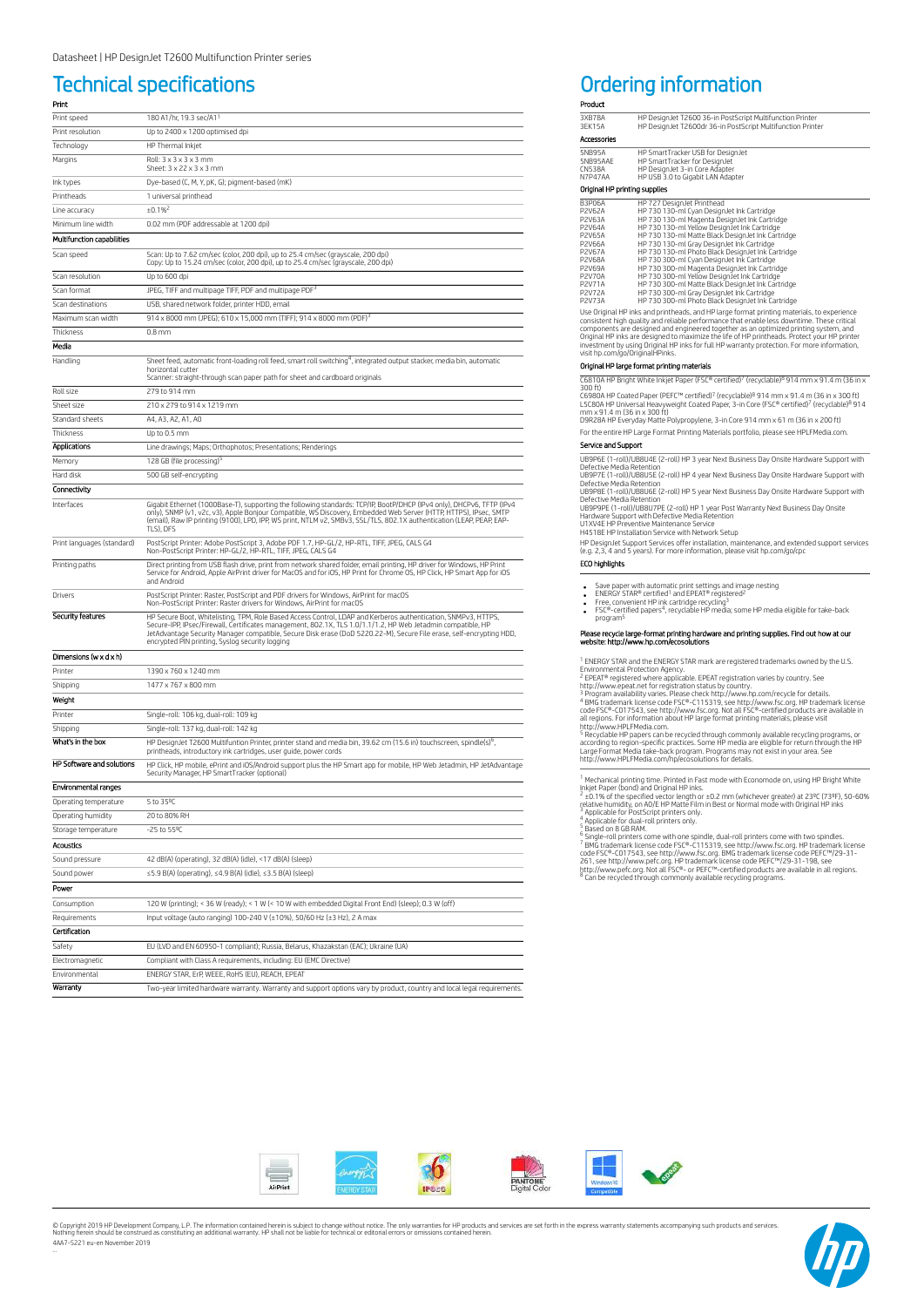# Technical specifications

| | |
|---|---|
| **Print** | |
| Print speed | 180 A1/hr, 19.3 sec/A1[1] |
| Print resolution | Up to 2400 x 1200 optimised dpi |
| Technology | HP Thermal Inkjet |
| Margins | Roll: 3 x 3 x 3 x 3 mm<br>Sheet: 3 x 22 x 3 x 3 mm |
| Ink types | Dye-based (C, M, Y, pK, G); pigment-based (mK) |
| Printheads | 1 universal printhead |
| Line accuracy | ±0.1%[2] |
| Minimum line width | 0.02 mm (PDF addressable at 1200 dpi) |
| **Multifunction capabilities** | |
| Scan speed | Scan: Up to 7.62 cm/sec (color, 200 dpi), up to 25.4 cm/sec (grayscale, 200 dpi)<br>Copy: Up to 15.24 cm/sec (color, 200 dpi), up to 25.4 cm/sec (grayscale, 200 dpi) |
| Scan resolution | Up to 600 dpi |
| Scan format | JPEG, TIFF and multipage TIFF, PDF and multipage PDF[3] |
| Scan destinations | USB, shared network folder, printer HDD, email |
| Maximum scan width | 914 x 8000 mm (JPEG); 610 x 15,000 mm (TIFF); 914 x 8000 mm (PDF)[3] |
| Thickness | 0.8 mm |
| **Media** | |
| Handling | Sheet feed, automatic front-loading roll feed, smart roll switching[4], integrated output stacker, media bin, automatic horizontal cutter<br>Scanner: straight-through scan paper path for sheet and cardboard originals |
| Roll size | 279 to 914 mm |
| Sheet size | 210 x 279 to 914 x 1219 mm |
| Standard sheets | A4, A3, A2, A1, A0 |
| Thickness | Up to 0.5 mm |
| **Applications** | Line drawings; Maps; Orthophotos; Presentations; Renderings |
| Memory | 128 GB (file processing)[5] |
| Hard disk | 500 GB self-encrypting |
| **Connectivity** | |
| Interfaces | Gigabit Ethernet (1000Base-T), supporting the following standards: TCP/IP, BootP/DHCP (IPv4 only), DHCPv6, TFTP (IPv4 only), SNMP (v1, v2c, v3), Apple Bonjour Compatible, WS Discovery, Embedded Web Server (HTTP, HTTPS), IPSec, SMTP (email), Raw IP printing (9100), LPD, IPP, WS print, NTLM v2, SMBv3, SSL/TLS, 802.1X authentication (LEAP, PEAP, EAP-TLS), DFS |
| Print languages (standard) | PostScript Printer: Adobe PostScript 3, Adobe PDF 1.7, HP-GL/2, HP-RTL, TIFF, JPEG, CALS G4<br>Non-PostScript Printer: HP-GL/2, HP-RTL, TIFF, JPEG, CALS G4 |
| Printing paths | Direct printing from USB flash drive, print from network shared folder, email printing, HP driver for Windows, HP Print Service for Android, Apple AirPrint driver for MacOS and for iOS, HP Print for Chrome OS, HP Click, HP Smart App for iOS and Android |
| Drivers | PostScript Printer: Raster, PostScript and PDF drivers for Windows, AirPrint for macOS<br>Non-PostScript Printer: Raster drivers for Windows, AirPrint for macOS |
| **Security features** | HP Secure Boot, Whitelisting, TPM, Role Based Access Control, LDAP and Kerberos authentication, SNMPv3, HTTPS, Secure-IPP, IPSec/Firewall, Certificates management, 802.1X, TLS 1.0/1.1/1.2, HP Web Jetadmin compatible, HP JetAdvantage Security Manager compatible, Secure Disk erase (DoD 5220.22-M), Secure File erase, self-encrypting HDD, encrypted PIN printing, Syslog security logging |
| **Dimensions (w x d x h)** | |
| Printer | 1390 x 760 x 1240 mm |
| Shipping | 1477 x 767 x 800 mm |
| **Weight** | |
| Printer | Single-roll: 106 kg, dual-roll: 109 kg |
| Shipping | Single-roll: 137 kg, dual-roll: 142 kg |
| **What's in the box** | HP DesignJet T2600 Multifunction Printer, printer stand and media bin, 39.62 cm (15.6 in) touchscreen, spindle(s)[6], printheads, introductory ink cartridges, user guide, power cords |
| **HP Software and solutions** | HP Click, HP mobile, ePrint and iOS/Android support plus the HP Smart app for mobile, HP Web Jetadmin, HP JetAdvantage Security Manager, HP SmartTracker (optional) |
| **Environmental ranges** | |
| Operating temperature | 5 to 35ºC |
| Operating humidity | 20 to 80% RH |
| Storage temperature | -25 to 55ºC |
| **Acoustics** | |
| Sound pressure | 42 dB(A) (operating), 32 dB(A) (idle), <17 dB(A) (sleep) |
| Sound power | ≤5.9 B(A) (operating), ≤4.9 B(A) (idle), ≤3.5 B(A) (sleep) |
| **Power** | |
| Consumption | 120 W (printing); < 36 W (ready); < 1 W (< 10 W with embedded Digital Front End) (sleep); 0.3 W (off) |
| Requirements | Input voltage (auto ranging) 100-240 V (±10%), 50/60 Hz (±3 Hz), 2 A max |
| **Certification** | |
| Safety | EU (LVD and EN 60950-1 compliant); Russia, Belarus, Kazakhstan (EAC); Ukraine (UA) |
| Electromagnetic | Compliant with Class A requirements, including: EU (EMC Directive) |
| Environmental | ENERGY STAR, ErP, WEEE, RoHS (EU), REACH, EPEAT |
| **Warranty** | Two-year limited hardware warranty. Warranty and support options vary by product, country and local legal requirements. |

# Ordering information

### Product

| | |
|---|---|
| 3XB78A | HP DesignJet T2600 36-in PostScript Multifunction Printer |
| 3EK15A | HP DesignJet T2600dr 36-in PostScript Multifunction Printer |

### Accessories

| | |
|---|---|
| 5NB95A | HP SmartTracker USB for DesignJet |
| 5NB95AAE | HP SmartTracker for DesignJet |
| CN538A | HP DesignJet 3-in Core Adapter |
| N7P47AA | HP USB 3.0 to Gigabit LAN Adapter |

### Original HP printing supplies

| | |
|---|---|
| B3P06A | HP 727 DesignJet Printhead |
| P2V62A | HP 730 130-ml Cyan DesignJet Ink Cartridge |
| P2V63A | HP 730 130-ml Magenta DesignJet Ink Cartridge |
| P2V64A | HP 730 130-ml Yellow DesignJet Ink Cartridge |
| P2V65A | HP 730 130-ml Matte Black DesignJet Ink Cartridge |
| P2V66A | HP 730 130-ml Gray DesignJet Ink Cartridge |
| P2V67A | HP 730 130-ml Photo Black DesignJet Ink Cartridge |
| P2V68A | HP 730 300-ml Cyan DesignJet Ink Cartridge |
| P2V69A | HP 730 300-ml Magenta DesignJet Ink Cartridge |
| P2V70A | HP 730 300-ml Yellow DesignJet Ink Cartridge |
| P2V71A | HP 730 300-ml Matte Black DesignJet Ink Cartridge |
| P2V72A | HP 730 300-ml Gray DesignJet Ink Cartridge |
| P2V73A | HP 730 300-ml Photo Black DesignJet Ink Cartridge |

Use Original HP inks and printheads, and HP large format printing materials, to experience consistent high quality and reliable performance that enable less downtime. These critical components are designed and engineered together as an optimized printing system, and Original HP inks are designed to maximize the life of HP printheads. Protect your HP printer investment by using Original HP inks for full HP warranty protection. For more information, visit hp.com/go/OriginalHPinks.

### Original HP large format printing materials

C6810A HP Bright White Inkjet Paper (FSC® certified)[7] (recyclable)[8] 914 mm x 91.4 m (36 in x 300 ft)
C6980A HP Coated Paper (PEFC™ certified)[7] (recyclable)[8] 914 mm x 91.4 m (36 in x 300 ft)
L5C80A HP Universal Heavyweight Coated Paper, 3-in Core (FSC® certified)[7] (recyclable)[8] 914 mm x 91.4 m (36 in x 300 ft)
D9R28A HP Everyday Matte Polypropylene, 3-in Core 914 mm x 61 m (36 in x 200 ft)

For the entire HP Large Format Printing Materials portfolio, please see HPLFMedia.com.

### Service and Support

U8PM6E (1-roll)/U8BU4E (2-roll) HP 3 year Next Business Day Onsite Hardware Support with Defective Media Retention
U8PM7E (1-roll)/U8BU5E (2-roll) HP 4 year Next Business Day Onsite Hardware Support with Defective Media Retention
U8PM8E (1-roll)/U8BU6E (2-roll) HP 5 year Next Business Day Onsite Hardware Support with Defective Media Retention
U8PM9PE (1-roll)/U8BU7PE (2-roll) HP 1 year Post Warranty Next Business Day Onsite Hardware Support with Defective Media Retention
U1XV4E HP Preventive Maintenance Service
H4518E HP Installation Service with Network Setup

HP DesignJet Support Services offer installation, maintenance, and extended support services (e.g. 2,3, 4 and 5 years). For more information, please visit hp.com/go/cpc

### ECO highlights

- Save paper with automatic print settings and image nesting
- ENERGY STAR® certified[1] and EPEAT® registered[2]
- Free, convenient HP ink cartridge recycling[3]
- FSC®-certified papers[4], recyclable HP media; some HP media eligible for take-back program[5]

**Please recycle large-format printing hardware and printing supplies. Find out how at our website: http://www.hp.com/ecosolutions**

[1] ENERGY STAR and the ENERGY STAR mark are registered trademarks owned by the U.S. Environmental Protection Agency.
[2] EPEAT® registered where applicable. EPEAT registration varies by country. See http://www.epeat.net for registration status by country.
[3] Program availability varies. Please check http://www.hp.com/recycle for details.
[4] BMG trademark license code FSC®-C115319, see http://www.fsc.org. HP trademark license code FSC®-C017543, see http://www.fsc.org. Not all FSC®-certified products are available in all regions. For information about HP large format printing materials, please visit http://www.HPLFMedia.com.
[5] Recyclable HP papers can be recycled through commonly available recycling programs, or according to region-specific practices. Some HP media are eligible for return through the HP Large Format Media take-back program. Programs may not exist in your area. See http://www.HPLFMedia.com/hp/ecosolutions for details.

[1] Mechanical printing time. Printed in Fast mode with Economode on, using HP Bright White Inkjet Paper (bond) and Original HP inks.
[2] ±0.1% of the specified vector length or ±0.2 mm (whichever greater) at 23ºC (73ºF), 50-60% relative humidity, on A0/E HP Matte Film in Best or Normal mode with Original HP inks
[3] Applicable for PostScript printers only.
[4] Applicable for dual-roll printers only.
[5] Based on 8 GB RAM.
[6] Single-roll printers come with one spindle, dual-roll printers come with two spindles.
[7] BMG trademark license code FSC®-C115319, see http://www.fsc.org. HP trademark license code FSC®-C017543, see http://www.fsc.org. BMG trademark license code PEFC™/29-31-261, see http://www.pefc.org. HP trademark license code PEFC™/29-31-198, see http://www.pefc.org. Not all FSC®- or PEFC™-certified products are available in all regions.
[8] Can be recycled through commonly available recycling programs.

© Copyright 2019 HP Development Company, L.P. The information contained herein is subject to change without notice. The only warranties for HP products and services are set forth in the express warranty statements accompanying such products and services. Nothing herein should be construed as constituting an additional warranty. HP shall not be liable for technical or editorial errors or omissions contained herein.

4AA7-5221 eu-en November 2019